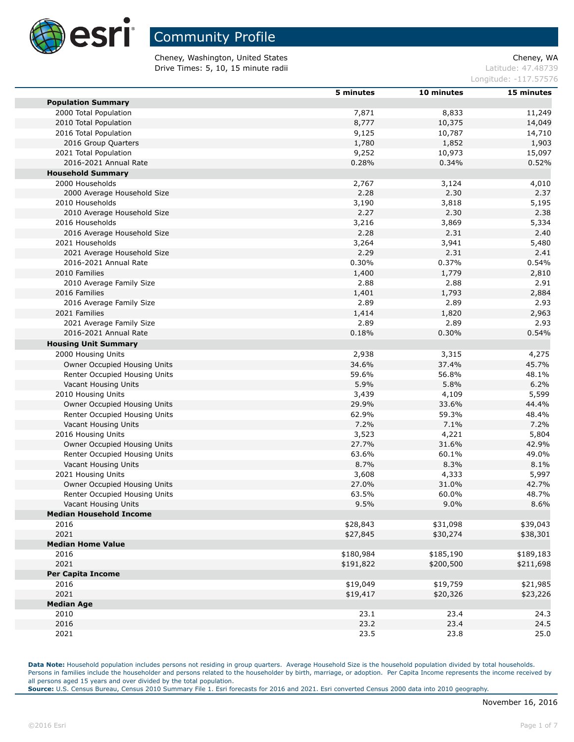# Community Profile

Cheney, Washington, United States
Drive Times: 5, 10, 15 minute radii

Cheney, WA
Latitude: 47.48739
Longitude: -117.57576

| | 5 minutes | 10 minutes | 15 minutes |
|---|---|---|---|
| **Population Summary** | | | |
| 2000 Total Population | 7,871 | 8,833 | 11,249 |
| 2010 Total Population | 8,777 | 10,375 | 14,049 |
| 2016 Total Population | 9,125 | 10,787 | 14,710 |
| 2016 Group Quarters | 1,780 | 1,852 | 1,903 |
| 2021 Total Population | 9,252 | 10,973 | 15,097 |
| 2016-2021 Annual Rate | 0.28% | 0.34% | 0.52% |
| **Household Summary** | | | |
| 2000 Households | 2,767 | 3,124 | 4,010 |
| 2000 Average Household Size | 2.28 | 2.30 | 2.37 |
| 2010 Households | 3,190 | 3,818 | 5,195 |
| 2010 Average Household Size | 2.27 | 2.30 | 2.38 |
| 2016 Households | 3,216 | 3,869 | 5,334 |
| 2016 Average Household Size | 2.28 | 2.31 | 2.40 |
| 2021 Households | 3,264 | 3,941 | 5,480 |
| 2021 Average Household Size | 2.29 | 2.31 | 2.41 |
| 2016-2021 Annual Rate | 0.30% | 0.37% | 0.54% |
| 2010 Families | 1,400 | 1,779 | 2,810 |
| 2010 Average Family Size | 2.88 | 2.88 | 2.91 |
| 2016 Families | 1,401 | 1,793 | 2,884 |
| 2016 Average Family Size | 2.89 | 2.89 | 2.93 |
| 2021 Families | 1,414 | 1,820 | 2,963 |
| 2021 Average Family Size | 2.89 | 2.89 | 2.93 |
| 2016-2021 Annual Rate | 0.18% | 0.30% | 0.54% |
| **Housing Unit Summary** | | | |
| 2000 Housing Units | 2,938 | 3,315 | 4,275 |
| Owner Occupied Housing Units | 34.6% | 37.4% | 45.7% |
| Renter Occupied Housing Units | 59.6% | 56.8% | 48.1% |
| Vacant Housing Units | 5.9% | 5.8% | 6.2% |
| 2010 Housing Units | 3,439 | 4,109 | 5,599 |
| Owner Occupied Housing Units | 29.9% | 33.6% | 44.4% |
| Renter Occupied Housing Units | 62.9% | 59.3% | 48.4% |
| Vacant Housing Units | 7.2% | 7.1% | 7.2% |
| 2016 Housing Units | 3,523 | 4,221 | 5,804 |
| Owner Occupied Housing Units | 27.7% | 31.6% | 42.9% |
| Renter Occupied Housing Units | 63.6% | 60.1% | 49.0% |
| Vacant Housing Units | 8.7% | 8.3% | 8.1% |
| 2021 Housing Units | 3,608 | 4,333 | 5,997 |
| Owner Occupied Housing Units | 27.0% | 31.0% | 42.7% |
| Renter Occupied Housing Units | 63.5% | 60.0% | 48.7% |
| Vacant Housing Units | 9.5% | 9.0% | 8.6% |
| **Median Household Income** | | | |
| 2016 | $28,843 | $31,098 | $39,043 |
| 2021 | $27,845 | $30,274 | $38,301 |
| **Median Home Value** | | | |
| 2016 | $180,984 | $185,190 | $189,183 |
| 2021 | $191,822 | $200,500 | $211,698 |
| **Per Capita Income** | | | |
| 2016 | $19,049 | $19,759 | $21,985 |
| 2021 | $19,417 | $20,326 | $23,226 |
| **Median Age** | | | |
| 2010 | 23.1 | 23.4 | 24.3 |
| 2016 | 23.2 | 23.4 | 24.5 |
| 2021 | 23.5 | 23.8 | 25.0 |

**Data Note:** Household population includes persons not residing in group quarters. Average Household Size is the household population divided by total households. Persons in families include the householder and persons related to the householder by birth, marriage, or adoption. Per Capita Income represents the income received by all persons aged 15 years and over divided by the total population.
**Source:** U.S. Census Bureau, Census 2010 Summary File 1. Esri forecasts for 2016 and 2021. Esri converted Census 2000 data into 2010 geography.

November 16, 2016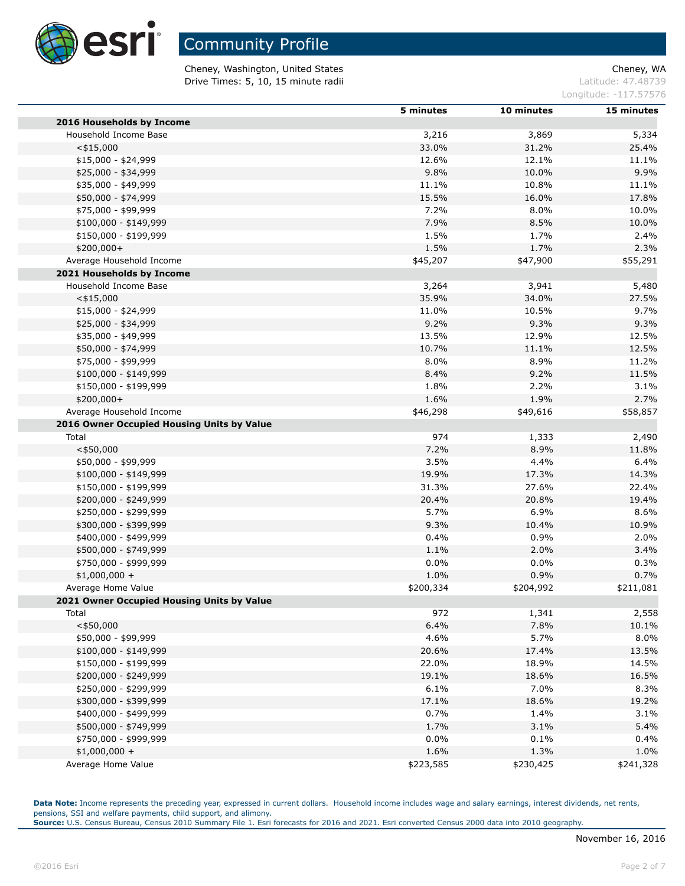# Community Profile

Cheney, Washington, United States
Drive Times: 5, 10, 15 minute radii

Cheney, WA
Latitude: 47.48739
Longitude: -117.57576

| | 5 minutes | 10 minutes | 15 minutes |
|---|---|---|---|
| **2016 Households by Income** | | | |
| Household Income Base | 3,216 | 3,869 | 5,334 |
| <$15,000 | 33.0% | 31.2% | 25.4% |
| $15,000 - $24,999 | 12.6% | 12.1% | 11.1% |
| $25,000 - $34,999 | 9.8% | 10.0% | 9.9% |
| $35,000 - $49,999 | 11.1% | 10.8% | 11.1% |
| $50,000 - $74,999 | 15.5% | 16.0% | 17.8% |
| $75,000 - $99,999 | 7.2% | 8.0% | 10.0% |
| $100,000 - $149,999 | 7.9% | 8.5% | 10.0% |
| $150,000 - $199,999 | 1.5% | 1.7% | 2.4% |
| $200,000+ | 1.5% | 1.7% | 2.3% |
| Average Household Income | $45,207 | $47,900 | $55,291 |
| **2021 Households by Income** | | | |
| Household Income Base | 3,264 | 3,941 | 5,480 |
| <$15,000 | 35.9% | 34.0% | 27.5% |
| $15,000 - $24,999 | 11.0% | 10.5% | 9.7% |
| $25,000 - $34,999 | 9.2% | 9.3% | 9.3% |
| $35,000 - $49,999 | 13.5% | 12.9% | 12.5% |
| $50,000 - $74,999 | 10.7% | 11.1% | 12.5% |
| $75,000 - $99,999 | 8.0% | 8.9% | 11.2% |
| $100,000 - $149,999 | 8.4% | 9.2% | 11.5% |
| $150,000 - $199,999 | 1.8% | 2.2% | 3.1% |
| $200,000+ | 1.6% | 1.9% | 2.7% |
| Average Household Income | $46,298 | $49,616 | $58,857 |
| **2016 Owner Occupied Housing Units by Value** | | | |
| Total | 974 | 1,333 | 2,490 |
| <$50,000 | 7.2% | 8.9% | 11.8% |
| $50,000 - $99,999 | 3.5% | 4.4% | 6.4% |
| $100,000 - $149,999 | 19.9% | 17.3% | 14.3% |
| $150,000 - $199,999 | 31.3% | 27.6% | 22.4% |
| $200,000 - $249,999 | 20.4% | 20.8% | 19.4% |
| $250,000 - $299,999 | 5.7% | 6.9% | 8.6% |
| $300,000 - $399,999 | 9.3% | 10.4% | 10.9% |
| $400,000 - $499,999 | 0.4% | 0.9% | 2.0% |
| $500,000 - $749,999 | 1.1% | 2.0% | 3.4% |
| $750,000 - $999,999 | 0.0% | 0.0% | 0.3% |
| $1,000,000 + | 1.0% | 0.9% | 0.7% |
| Average Home Value | $200,334 | $204,992 | $211,081 |
| **2021 Owner Occupied Housing Units by Value** | | | |
| Total | 972 | 1,341 | 2,558 |
| <$50,000 | 6.4% | 7.8% | 10.1% |
| $50,000 - $99,999 | 4.6% | 5.7% | 8.0% |
| $100,000 - $149,999 | 20.6% | 17.4% | 13.5% |
| $150,000 - $199,999 | 22.0% | 18.9% | 14.5% |
| $200,000 - $249,999 | 19.1% | 18.6% | 16.5% |
| $250,000 - $299,999 | 6.1% | 7.0% | 8.3% |
| $300,000 - $399,999 | 17.1% | 18.6% | 19.2% |
| $400,000 - $499,999 | 0.7% | 1.4% | 3.1% |
| $500,000 - $749,999 | 1.7% | 3.1% | 5.4% |
| $750,000 - $999,999 | 0.0% | 0.1% | 0.4% |
| $1,000,000 + | 1.6% | 1.3% | 1.0% |
| Average Home Value | $223,585 | $230,425 | $241,328 |

**Data Note:** Income represents the preceding year, expressed in current dollars. Household income includes wage and salary earnings, interest dividends, net rents, pensions, SSI and welfare payments, child support, and alimony.
**Source:** U.S. Census Bureau, Census 2010 Summary File 1. Esri forecasts for 2016 and 2021. Esri converted Census 2000 data into 2010 geography.

November 16, 2016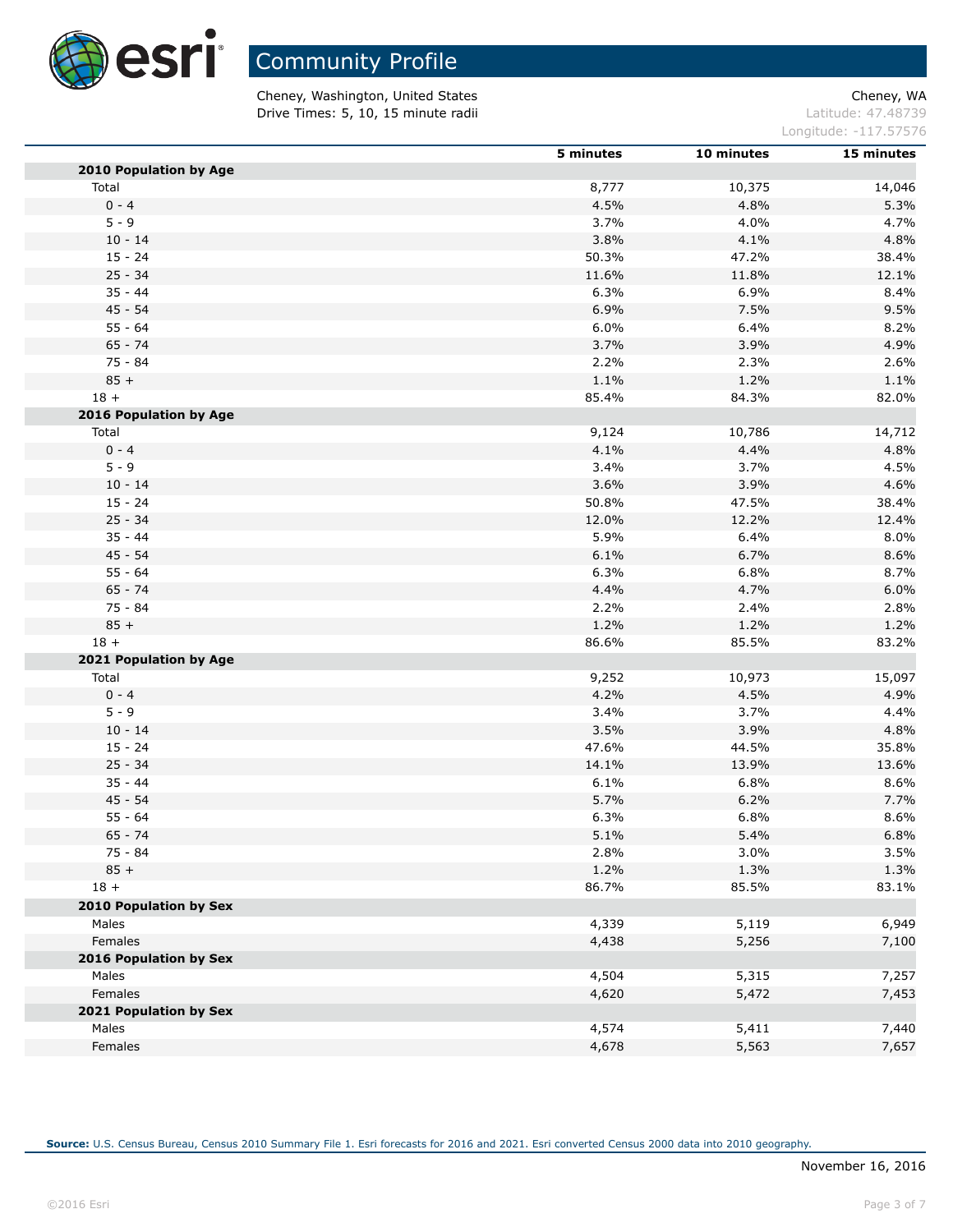# Community Profile

Cheney, Washington, United States
Drive Times: 5, 10, 15 minute radii

Cheney, WA
Latitude: 47.48739
Longitude: -117.57576

| | 5 minutes | 10 minutes | 15 minutes |
|---|---|---|---|
| **2010 Population by Age** | | | |
| Total | 8,777 | 10,375 | 14,046 |
| 0 - 4 | 4.5% | 4.8% | 5.3% |
| 5 - 9 | 3.7% | 4.0% | 4.7% |
| 10 - 14 | 3.8% | 4.1% | 4.8% |
| 15 - 24 | 50.3% | 47.2% | 38.4% |
| 25 - 34 | 11.6% | 11.8% | 12.1% |
| 35 - 44 | 6.3% | 6.9% | 8.4% |
| 45 - 54 | 6.9% | 7.5% | 9.5% |
| 55 - 64 | 6.0% | 6.4% | 8.2% |
| 65 - 74 | 3.7% | 3.9% | 4.9% |
| 75 - 84 | 2.2% | 2.3% | 2.6% |
| 85 + | 1.1% | 1.2% | 1.1% |
| 18 + | 85.4% | 84.3% | 82.0% |
| **2016 Population by Age** | | | |
| Total | 9,124 | 10,786 | 14,712 |
| 0 - 4 | 4.1% | 4.4% | 4.8% |
| 5 - 9 | 3.4% | 3.7% | 4.5% |
| 10 - 14 | 3.6% | 3.9% | 4.6% |
| 15 - 24 | 50.8% | 47.5% | 38.4% |
| 25 - 34 | 12.0% | 12.2% | 12.4% |
| 35 - 44 | 5.9% | 6.4% | 8.0% |
| 45 - 54 | 6.1% | 6.7% | 8.6% |
| 55 - 64 | 6.3% | 6.8% | 8.7% |
| 65 - 74 | 4.4% | 4.7% | 6.0% |
| 75 - 84 | 2.2% | 2.4% | 2.8% |
| 85 + | 1.2% | 1.2% | 1.2% |
| 18 + | 86.6% | 85.5% | 83.2% |
| **2021 Population by Age** | | | |
| Total | 9,252 | 10,973 | 15,097 |
| 0 - 4 | 4.2% | 4.5% | 4.9% |
| 5 - 9 | 3.4% | 3.7% | 4.4% |
| 10 - 14 | 3.5% | 3.9% | 4.8% |
| 15 - 24 | 47.6% | 44.5% | 35.8% |
| 25 - 34 | 14.1% | 13.9% | 13.6% |
| 35 - 44 | 6.1% | 6.8% | 8.6% |
| 45 - 54 | 5.7% | 6.2% | 7.7% |
| 55 - 64 | 6.3% | 6.8% | 8.6% |
| 65 - 74 | 5.1% | 5.4% | 6.8% |
| 75 - 84 | 2.8% | 3.0% | 3.5% |
| 85 + | 1.2% | 1.3% | 1.3% |
| 18 + | 86.7% | 85.5% | 83.1% |
| **2010 Population by Sex** | | | |
| Males | 4,339 | 5,119 | 6,949 |
| Females | 4,438 | 5,256 | 7,100 |
| **2016 Population by Sex** | | | |
| Males | 4,504 | 5,315 | 7,257 |
| Females | 4,620 | 5,472 | 7,453 |
| **2021 Population by Sex** | | | |
| Males | 4,574 | 5,411 | 7,440 |
| Females | 4,678 | 5,563 | 7,657 |

**Source:** U.S. Census Bureau, Census 2010 Summary File 1. Esri forecasts for 2016 and 2021. Esri converted Census 2000 data into 2010 geography.

November 16, 2016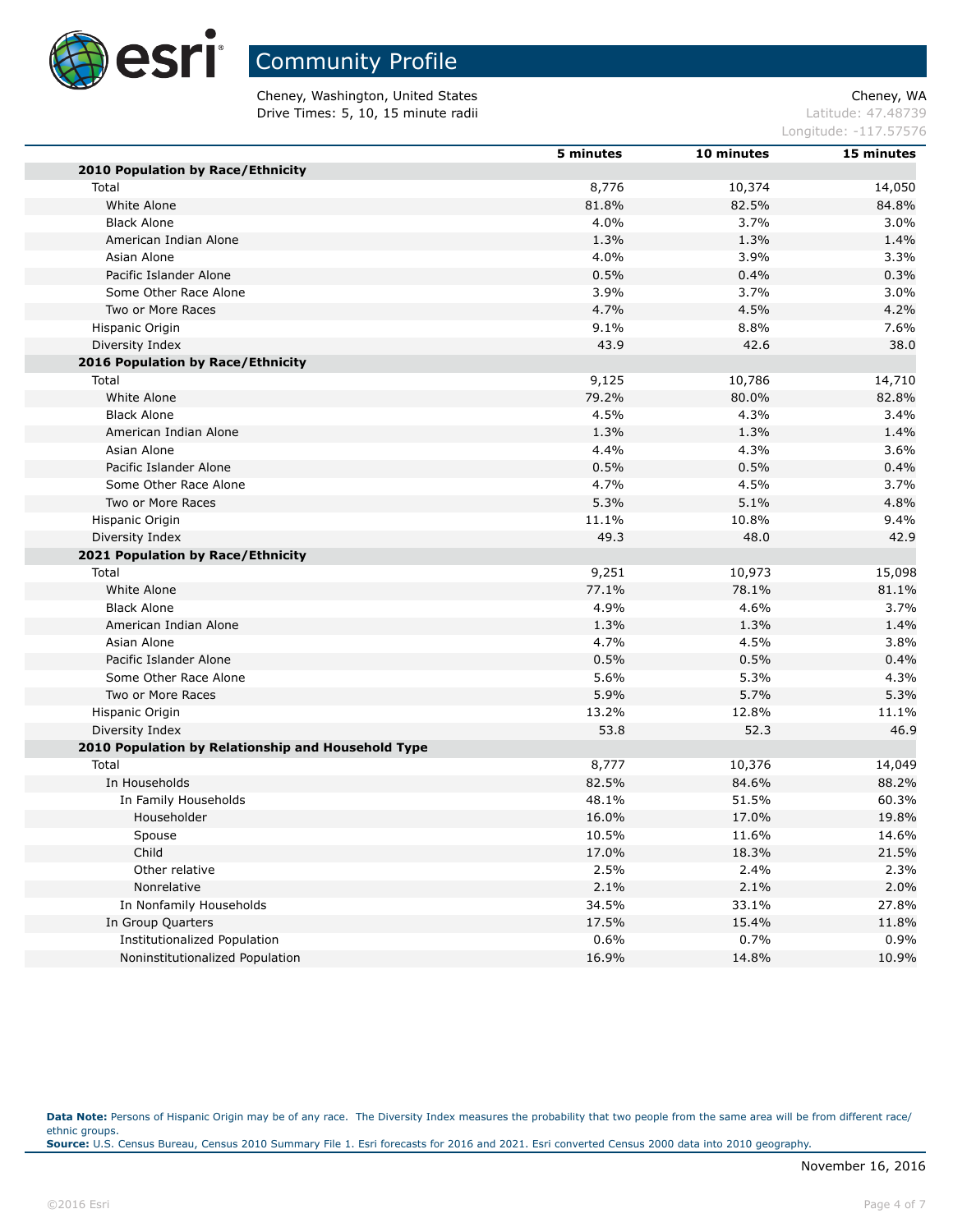# Community Profile

Cheney, Washington, United States
Drive Times: 5, 10, 15 minute radii

Cheney, WA
Latitude: 47.48739
Longitude: -117.57576

| | 5 minutes | 10 minutes | 15 minutes |
|---|---|---|---|
| **2010 Population by Race/Ethnicity** | | | |
| Total | 8,776 | 10,374 | 14,050 |
| White Alone | 81.8% | 82.5% | 84.8% |
| Black Alone | 4.0% | 3.7% | 3.0% |
| American Indian Alone | 1.3% | 1.3% | 1.4% |
| Asian Alone | 4.0% | 3.9% | 3.3% |
| Pacific Islander Alone | 0.5% | 0.4% | 0.3% |
| Some Other Race Alone | 3.9% | 3.7% | 3.0% |
| Two or More Races | 4.7% | 4.5% | 4.2% |
| Hispanic Origin | 9.1% | 8.8% | 7.6% |
| Diversity Index | 43.9 | 42.6 | 38.0 |
| **2016 Population by Race/Ethnicity** | | | |
| Total | 9,125 | 10,786 | 14,710 |
| White Alone | 79.2% | 80.0% | 82.8% |
| Black Alone | 4.5% | 4.3% | 3.4% |
| American Indian Alone | 1.3% | 1.3% | 1.4% |
| Asian Alone | 4.4% | 4.3% | 3.6% |
| Pacific Islander Alone | 0.5% | 0.5% | 0.4% |
| Some Other Race Alone | 4.7% | 4.5% | 3.7% |
| Two or More Races | 5.3% | 5.1% | 4.8% |
| Hispanic Origin | 11.1% | 10.8% | 9.4% |
| Diversity Index | 49.3 | 48.0 | 42.9 |
| **2021 Population by Race/Ethnicity** | | | |
| Total | 9,251 | 10,973 | 15,098 |
| White Alone | 77.1% | 78.1% | 81.1% |
| Black Alone | 4.9% | 4.6% | 3.7% |
| American Indian Alone | 1.3% | 1.3% | 1.4% |
| Asian Alone | 4.7% | 4.5% | 3.8% |
| Pacific Islander Alone | 0.5% | 0.5% | 0.4% |
| Some Other Race Alone | 5.6% | 5.3% | 4.3% |
| Two or More Races | 5.9% | 5.7% | 5.3% |
| Hispanic Origin | 13.2% | 12.8% | 11.1% |
| Diversity Index | 53.8 | 52.3 | 46.9 |
| **2010 Population by Relationship and Household Type** | | | |
| Total | 8,777 | 10,376 | 14,049 |
| In Households | 82.5% | 84.6% | 88.2% |
| In Family Households | 48.1% | 51.5% | 60.3% |
| Householder | 16.0% | 17.0% | 19.8% |
| Spouse | 10.5% | 11.6% | 14.6% |
| Child | 17.0% | 18.3% | 21.5% |
| Other relative | 2.5% | 2.4% | 2.3% |
| Nonrelative | 2.1% | 2.1% | 2.0% |
| In Nonfamily Households | 34.5% | 33.1% | 27.8% |
| In Group Quarters | 17.5% | 15.4% | 11.8% |
| Institutionalized Population | 0.6% | 0.7% | 0.9% |
| Noninstitutionalized Population | 16.9% | 14.8% | 10.9% |

**Data Note:** Persons of Hispanic Origin may be of any race. The Diversity Index measures the probability that two people from the same area will be from different race/ethnic groups.
**Source:** U.S. Census Bureau, Census 2010 Summary File 1. Esri forecasts for 2016 and 2021. Esri converted Census 2000 data into 2010 geography.

November 16, 2016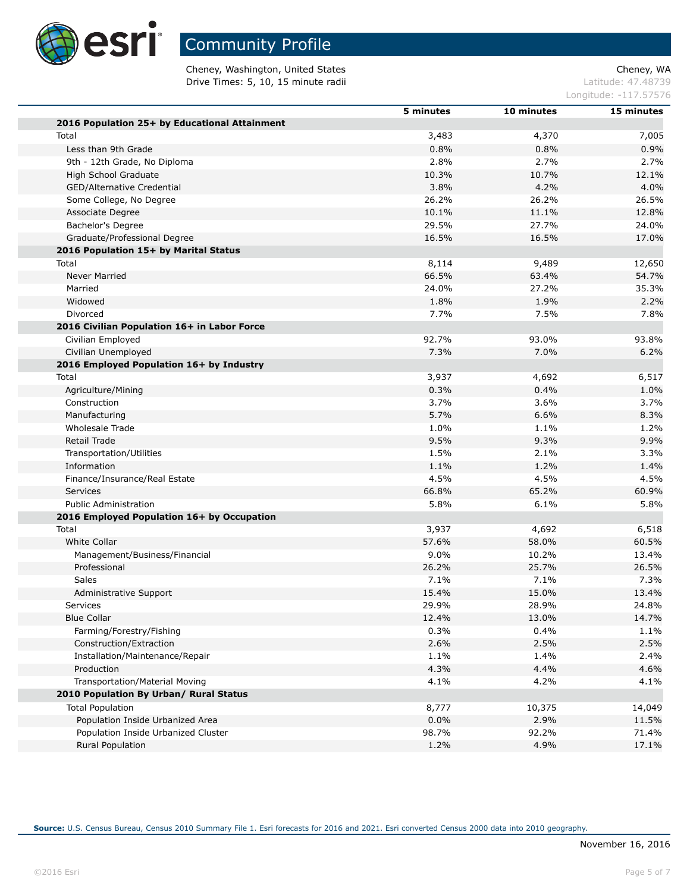# Community Profile

Cheney, Washington, United States
Drive Times: 5, 10, 15 minute radii

Cheney, WA
Latitude: 47.48739
Longitude: -117.57576

| | 5 minutes | 10 minutes | 15 minutes |
|---|---|---|---|
| **2016 Population 25+ by Educational Attainment** | | | |
| Total | 3,483 | 4,370 | 7,005 |
| Less than 9th Grade | 0.8% | 0.8% | 0.9% |
| 9th - 12th Grade, No Diploma | 2.8% | 2.7% | 2.7% |
| High School Graduate | 10.3% | 10.7% | 12.1% |
| GED/Alternative Credential | 3.8% | 4.2% | 4.0% |
| Some College, No Degree | 26.2% | 26.2% | 26.5% |
| Associate Degree | 10.1% | 11.1% | 12.8% |
| Bachelor's Degree | 29.5% | 27.7% | 24.0% |
| Graduate/Professional Degree | 16.5% | 16.5% | 17.0% |
| **2016 Population 15+ by Marital Status** | | | |
| Total | 8,114 | 9,489 | 12,650 |
| Never Married | 66.5% | 63.4% | 54.7% |
| Married | 24.0% | 27.2% | 35.3% |
| Widowed | 1.8% | 1.9% | 2.2% |
| Divorced | 7.7% | 7.5% | 7.8% |
| **2016 Civilian Population 16+ in Labor Force** | | | |
| Civilian Employed | 92.7% | 93.0% | 93.8% |
| Civilian Unemployed | 7.3% | 7.0% | 6.2% |
| **2016 Employed Population 16+ by Industry** | | | |
| Total | 3,937 | 4,692 | 6,517 |
| Agriculture/Mining | 0.3% | 0.4% | 1.0% |
| Construction | 3.7% | 3.6% | 3.7% |
| Manufacturing | 5.7% | 6.6% | 8.3% |
| Wholesale Trade | 1.0% | 1.1% | 1.2% |
| Retail Trade | 9.5% | 9.3% | 9.9% |
| Transportation/Utilities | 1.5% | 2.1% | 3.3% |
| Information | 1.1% | 1.2% | 1.4% |
| Finance/Insurance/Real Estate | 4.5% | 4.5% | 4.5% |
| Services | 66.8% | 65.2% | 60.9% |
| Public Administration | 5.8% | 6.1% | 5.8% |
| **2016 Employed Population 16+ by Occupation** | | | |
| Total | 3,937 | 4,692 | 6,518 |
| White Collar | 57.6% | 58.0% | 60.5% |
| Management/Business/Financial | 9.0% | 10.2% | 13.4% |
| Professional | 26.2% | 25.7% | 26.5% |
| Sales | 7.1% | 7.1% | 7.3% |
| Administrative Support | 15.4% | 15.0% | 13.4% |
| Services | 29.9% | 28.9% | 24.8% |
| Blue Collar | 12.4% | 13.0% | 14.7% |
| Farming/Forestry/Fishing | 0.3% | 0.4% | 1.1% |
| Construction/Extraction | 2.6% | 2.5% | 2.5% |
| Installation/Maintenance/Repair | 1.1% | 1.4% | 2.4% |
| Production | 4.3% | 4.4% | 4.6% |
| Transportation/Material Moving | 4.1% | 4.2% | 4.1% |
| **2010 Population By Urban/ Rural Status** | | | |
| Total Population | 8,777 | 10,375 | 14,049 |
| Population Inside Urbanized Area | 0.0% | 2.9% | 11.5% |
| Population Inside Urbanized Cluster | 98.7% | 92.2% | 71.4% |
| Rural Population | 1.2% | 4.9% | 17.1% |

**Source:** U.S. Census Bureau, Census 2010 Summary File 1. Esri forecasts for 2016 and 2021. Esri converted Census 2000 data into 2010 geography.

November 16, 2016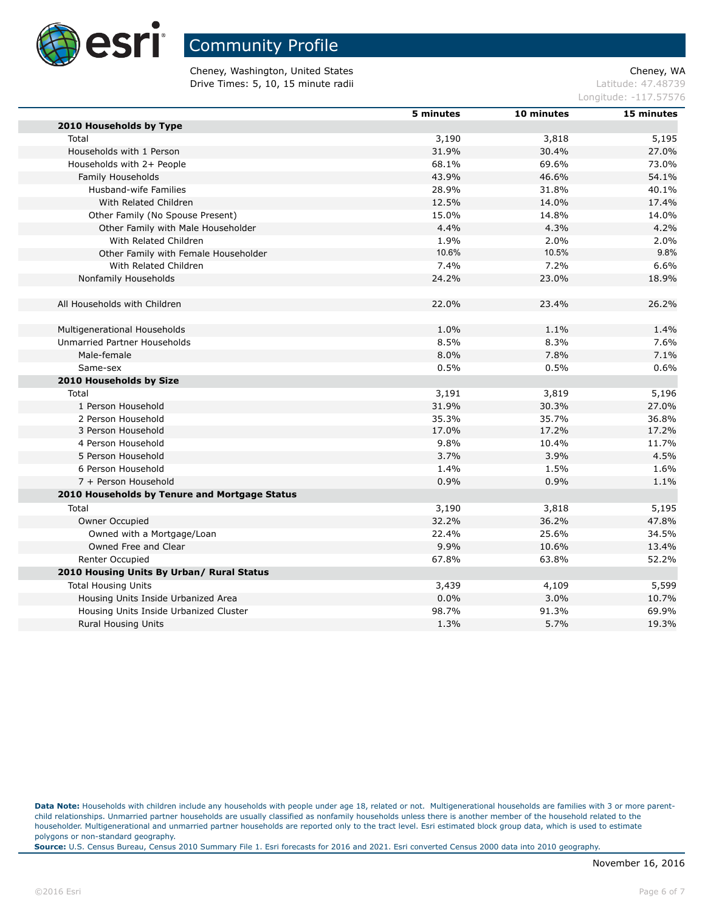# Community Profile

Cheney, Washington, United States
Drive Times: 5, 10, 15 minute radii

Cheney, WA
Latitude: 47.48739
Longitude: -117.57576

| | 5 minutes | 10 minutes | 15 minutes |
|---|---|---|---|
| **2010 Households by Type** | | | |
| Total | 3,190 | 3,818 | 5,195 |
| Households with 1 Person | 31.9% | 30.4% | 27.0% |
| Households with 2+ People | 68.1% | 69.6% | 73.0% |
| Family Households | 43.9% | 46.6% | 54.1% |
| Husband-wife Families | 28.9% | 31.8% | 40.1% |
| With Related Children | 12.5% | 14.0% | 17.4% |
| Other Family (No Spouse Present) | 15.0% | 14.8% | 14.0% |
| Other Family with Male Householder | 4.4% | 4.3% | 4.2% |
| With Related Children | 1.9% | 2.0% | 2.0% |
| Other Family with Female Householder | 10.6% | 10.5% | 9.8% |
| With Related Children | 7.4% | 7.2% | 6.6% |
| Nonfamily Households | 24.2% | 23.0% | 18.9% |
| | | | |
| All Households with Children | 22.0% | 23.4% | 26.2% |
| | | | |
| Multigenerational Households | 1.0% | 1.1% | 1.4% |
| Unmarried Partner Households | 8.5% | 8.3% | 7.6% |
| Male-female | 8.0% | 7.8% | 7.1% |
| Same-sex | 0.5% | 0.5% | 0.6% |
| **2010 Households by Size** | | | |
| Total | 3,191 | 3,819 | 5,196 |
| 1 Person Household | 31.9% | 30.3% | 27.0% |
| 2 Person Household | 35.3% | 35.7% | 36.8% |
| 3 Person Household | 17.0% | 17.2% | 17.2% |
| 4 Person Household | 9.8% | 10.4% | 11.7% |
| 5 Person Household | 3.7% | 3.9% | 4.5% |
| 6 Person Household | 1.4% | 1.5% | 1.6% |
| 7 + Person Household | 0.9% | 0.9% | 1.1% |
| **2010 Households by Tenure and Mortgage Status** | | | |
| Total | 3,190 | 3,818 | 5,195 |
| Owner Occupied | 32.2% | 36.2% | 47.8% |
| Owned with a Mortgage/Loan | 22.4% | 25.6% | 34.5% |
| Owned Free and Clear | 9.9% | 10.6% | 13.4% |
| Renter Occupied | 67.8% | 63.8% | 52.2% |
| **2010 Housing Units By Urban/ Rural Status** | | | |
| Total Housing Units | 3,439 | 4,109 | 5,599 |
| Housing Units Inside Urbanized Area | 0.0% | 3.0% | 10.7% |
| Housing Units Inside Urbanized Cluster | 98.7% | 91.3% | 69.9% |
| Rural Housing Units | 1.3% | 5.7% | 19.3% |

**Data Note:** Households with children include any households with people under age 18, related or not. Multigenerational households are families with 3 or more parent-child relationships. Unmarried partner households are usually classified as nonfamily households unless there is another member of the household related to the householder. Multigenerational and unmarried partner households are reported only to the tract level. Esri estimated block group data, which is used to estimate polygons or non-standard geography.

**Source:** U.S. Census Bureau, Census 2010 Summary File 1. Esri forecasts for 2016 and 2021. Esri converted Census 2000 data into 2010 geography.

November 16, 2016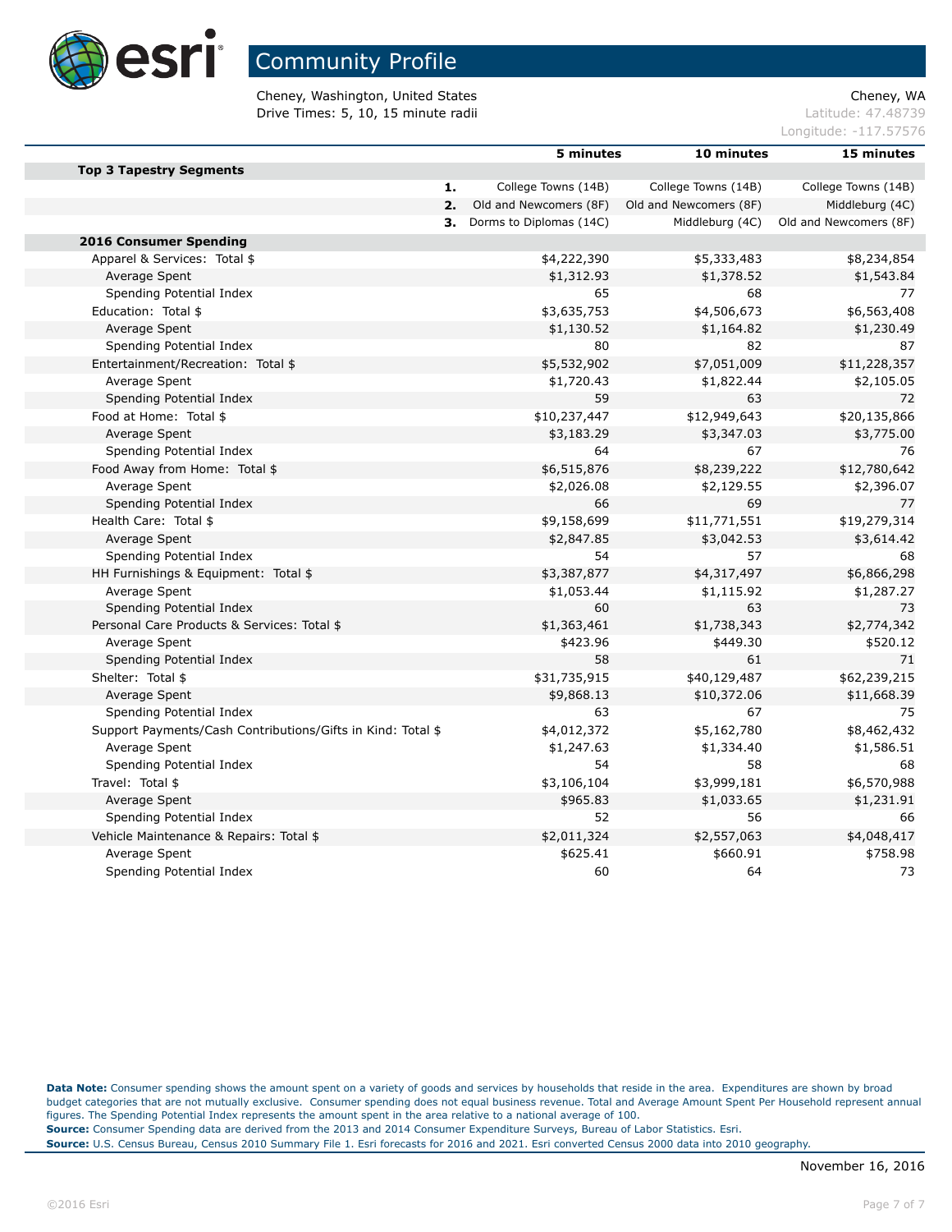# Community Profile

Cheney, Washington, United States
Drive Times: 5, 10, 15 minute radii

Cheney, WA
Latitude: 47.48739
Longitude: -117.57576

| | 5 minutes | 10 minutes | 15 minutes |
|---|---|---|---|
| **Top 3 Tapestry Segments** | | | |
| 1. | College Towns (14B) | College Towns (14B) | College Towns (14B) |
| 2. | Old and Newcomers (8F) | Old and Newcomers (8F) | Middleburg (4C) |
| 3. | Dorms to Diplomas (14C) | Middleburg (4C) | Old and Newcomers (8F) |
| **2016 Consumer Spending** | | | |
| Apparel & Services: Total $ | $4,222,390 | $5,333,483 | $8,234,854 |
| Average Spent | $1,312.93 | $1,378.52 | $1,543.84 |
| Spending Potential Index | 65 | 68 | 77 |
| Education: Total $ | $3,635,753 | $4,506,673 | $6,563,408 |
| Average Spent | $1,130.52 | $1,164.82 | $1,230.49 |
| Spending Potential Index | 80 | 82 | 87 |
| Entertainment/Recreation: Total $ | $5,532,902 | $7,051,009 | $11,228,357 |
| Average Spent | $1,720.43 | $1,822.44 | $2,105.05 |
| Spending Potential Index | 59 | 63 | 72 |
| Food at Home: Total $ | $10,237,447 | $12,949,643 | $20,135,866 |
| Average Spent | $3,183.29 | $3,347.03 | $3,775.00 |
| Spending Potential Index | 64 | 67 | 76 |
| Food Away from Home: Total $ | $6,515,876 | $8,239,222 | $12,780,642 |
| Average Spent | $2,026.08 | $2,129.55 | $2,396.07 |
| Spending Potential Index | 66 | 69 | 77 |
| Health Care: Total $ | $9,158,699 | $11,771,551 | $19,279,314 |
| Average Spent | $2,847.85 | $3,042.53 | $3,614.42 |
| Spending Potential Index | 54 | 57 | 68 |
| HH Furnishings & Equipment: Total $ | $3,387,877 | $4,317,497 | $6,866,298 |
| Average Spent | $1,053.44 | $1,115.92 | $1,287.27 |
| Spending Potential Index | 60 | 63 | 73 |
| Personal Care Products & Services: Total $ | $1,363,461 | $1,738,343 | $2,774,342 |
| Average Spent | $423.96 | $449.30 | $520.12 |
| Spending Potential Index | 58 | 61 | 71 |
| Shelter: Total $ | $31,735,915 | $40,129,487 | $62,239,215 |
| Average Spent | $9,868.13 | $10,372.06 | $11,668.39 |
| Spending Potential Index | 63 | 67 | 75 |
| Support Payments/Cash Contributions/Gifts in Kind: Total $ | $4,012,372 | $5,162,780 | $8,462,432 |
| Average Spent | $1,247.63 | $1,334.40 | $1,586.51 |
| Spending Potential Index | 54 | 58 | 68 |
| Travel: Total $ | $3,106,104 | $3,999,181 | $6,570,988 |
| Average Spent | $965.83 | $1,033.65 | $1,231.91 |
| Spending Potential Index | 52 | 56 | 66 |
| Vehicle Maintenance & Repairs: Total $ | $2,011,324 | $2,557,063 | $4,048,417 |
| Average Spent | $625.41 | $660.91 | $758.98 |
| Spending Potential Index | 60 | 64 | 73 |

**Data Note:** Consumer spending shows the amount spent on a variety of goods and services by households that reside in the area. Expenditures are shown by broad budget categories that are not mutually exclusive. Consumer spending does not equal business revenue. Total and Average Amount Spent Per Household represent annual figures. The Spending Potential Index represents the amount spent in the area relative to a national average of 100.
**Source:** Consumer Spending data are derived from the 2013 and 2014 Consumer Expenditure Surveys, Bureau of Labor Statistics. Esri.
**Source:** U.S. Census Bureau, Census 2010 Summary File 1. Esri forecasts for 2016 and 2021. Esri converted Census 2000 data into 2010 geography.

November 16, 2016